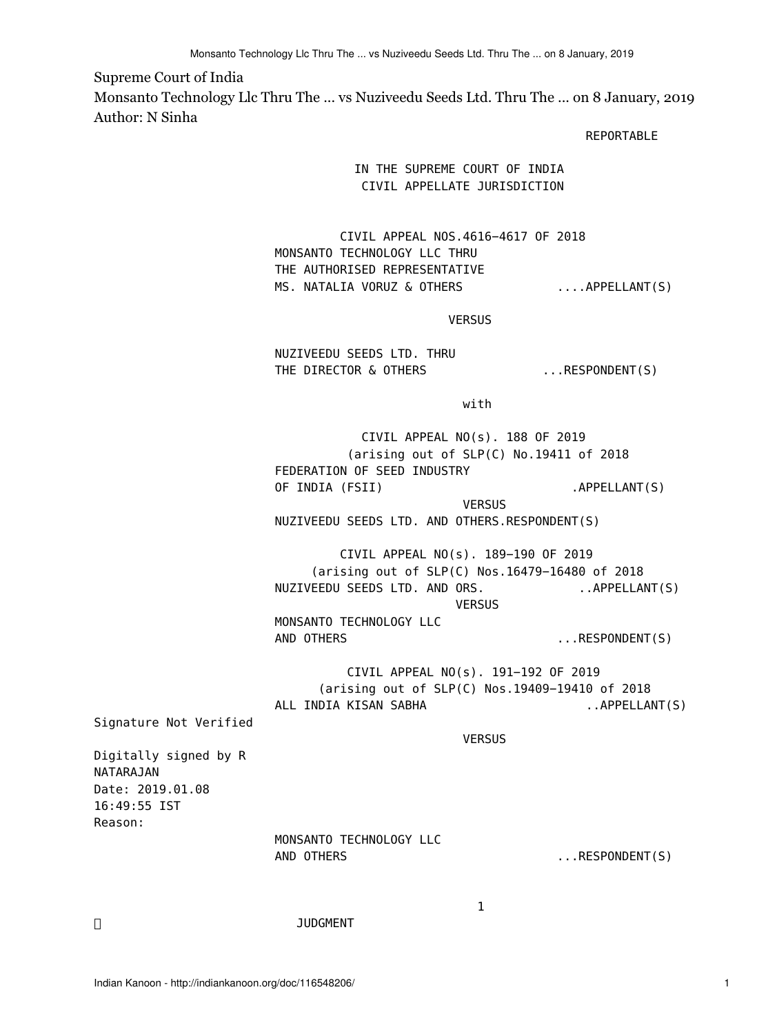Supreme Court of India

Monsanto Technology Llc Thru The ... vs Nuziveedu Seeds Ltd. Thru The ... on 8 January, 2019

Author: N Sinha

REPORTABLE

IN THE SUPREME COURT OF INDIA
CIVIL APPELLATE JURISDICTION

CIVIL APPEAL NOS.4616-4617 OF 2018

MONSANTO TECHNOLOGY LLC THRU
THE AUTHORISED REPRESENTATIVE
MS. NATALIA VORUZ & OTHERS ....APPELLANT(S)

VERSUS

NUZIVEEDU SEEDS LTD. THRU
THE DIRECTOR & OTHERS ...RESPONDENT(S)

with

CIVIL APPEAL NO(s). 188 OF 2019
(arising out of SLP(C) No.19411 of 2018

FEDERATION OF SEED INDUSTRY
OF INDIA (FSII) .APPELLANT(S)

VERSUS

NUZIVEEDU SEEDS LTD. AND OTHERS.RESPONDENT(S)

CIVIL APPEAL NO(s). 189-190 OF 2019
(arising out of SLP(C) Nos.16479-16480 of 2018

NUZIVEEDU SEEDS LTD. AND ORS. ..APPELLANT(S)

VERSUS

MONSANTO TECHNOLOGY LLC
AND OTHERS ...RESPONDENT(S)

CIVIL APPEAL NO(s). 191-192 OF 2019
(arising out of SLP(C) Nos.19409-19410 of 2018

ALL INDIA KISAN SABHA ..APPELLANT(S)

Signature Not Verified

Digitally signed by R
NATARAJAN
Date: 2019.01.08
16:49:55 IST
Reason:

VERSUS

MONSANTO TECHNOLOGY LLC
AND OTHERS ...RESPONDENT(S)

JUDGMENT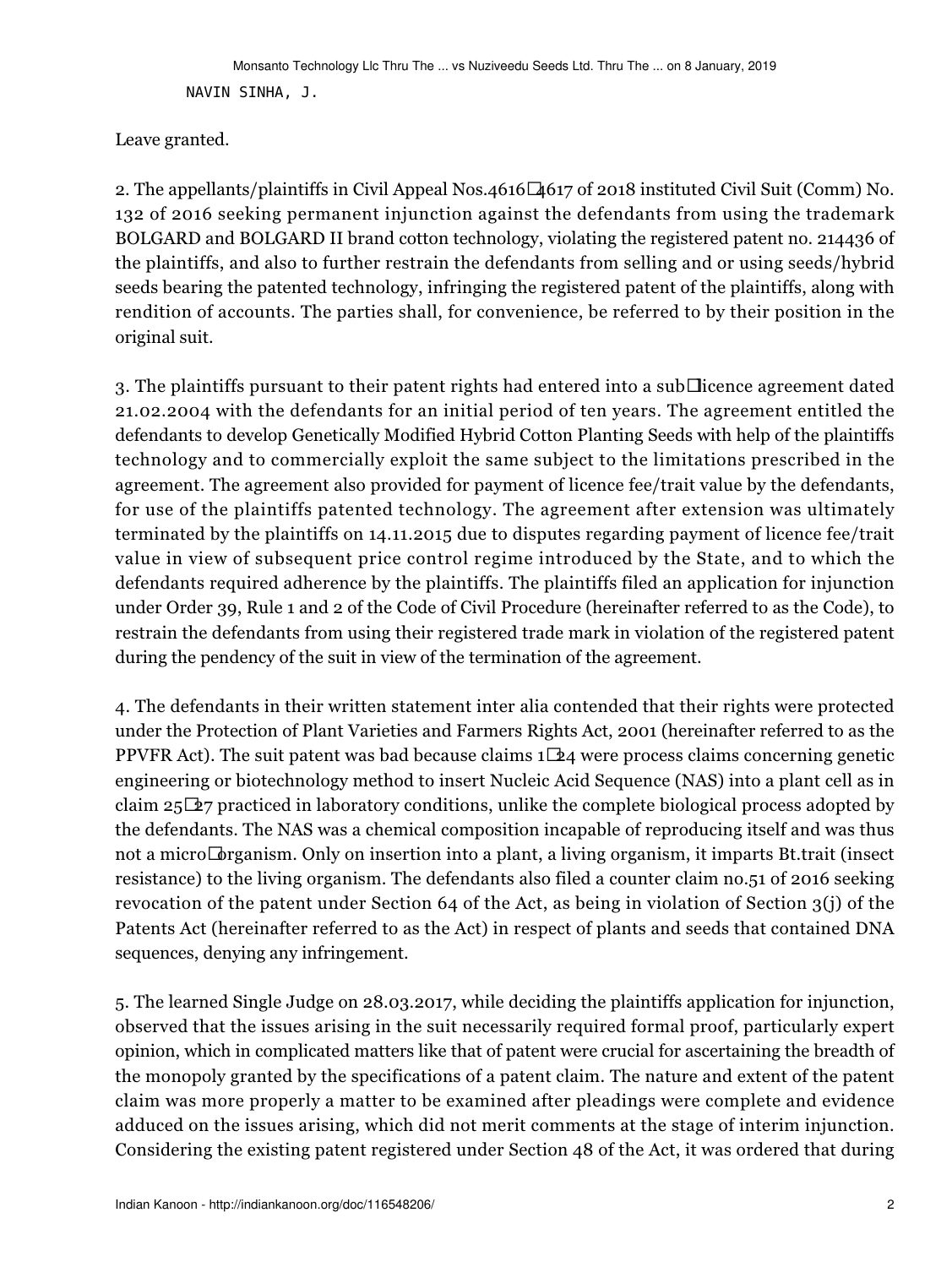NAVIN SINHA, J.

Leave granted.

2. The appellants/plaintiffs in Civil Appeal Nos.4616-4617 of 2018 instituted Civil Suit (Comm) No. 132 of 2016 seeking permanent injunction against the defendants from using the trademark BOLGARD and BOLGARD II brand cotton technology, violating the registered patent no. 214436 of the plaintiffs, and also to further restrain the defendants from selling and or using seeds/hybrid seeds bearing the patented technology, infringing the registered patent of the plaintiffs, along with rendition of accounts. The parties shall, for convenience, be referred to by their position in the original suit.

3. The plaintiffs pursuant to their patent rights had entered into a sub-licence agreement dated 21.02.2004 with the defendants for an initial period of ten years. The agreement entitled the defendants to develop Genetically Modified Hybrid Cotton Planting Seeds with help of the plaintiffs technology and to commercially exploit the same subject to the limitations prescribed in the agreement. The agreement also provided for payment of licence fee/trait value by the defendants, for use of the plaintiffs patented technology. The agreement after extension was ultimately terminated by the plaintiffs on 14.11.2015 due to disputes regarding payment of licence fee/trait value in view of subsequent price control regime introduced by the State, and to which the defendants required adherence by the plaintiffs. The plaintiffs filed an application for injunction under Order 39, Rule 1 and 2 of the Code of Civil Procedure (hereinafter referred to as the Code), to restrain the defendants from using their registered trade mark in violation of the registered patent during the pendency of the suit in view of the termination of the agreement.

4. The defendants in their written statement inter alia contended that their rights were protected under the Protection of Plant Varieties and Farmers Rights Act, 2001 (hereinafter referred to as the PPVFR Act). The suit patent was bad because claims 1-24 were process claims concerning genetic engineering or biotechnology method to insert Nucleic Acid Sequence (NAS) into a plant cell as in claim 25-27 practiced in laboratory conditions, unlike the complete biological process adopted by the defendants. The NAS was a chemical composition incapable of reproducing itself and was thus not a micro-organism. Only on insertion into a plant, a living organism, it imparts Bt.trait (insect resistance) to the living organism. The defendants also filed a counter claim no.51 of 2016 seeking revocation of the patent under Section 64 of the Act, as being in violation of Section 3(j) of the Patents Act (hereinafter referred to as the Act) in respect of plants and seeds that contained DNA sequences, denying any infringement.

5. The learned Single Judge on 28.03.2017, while deciding the plaintiffs application for injunction, observed that the issues arising in the suit necessarily required formal proof, particularly expert opinion, which in complicated matters like that of patent were crucial for ascertaining the breadth of the monopoly granted by the specifications of a patent claim. The nature and extent of the patent claim was more properly a matter to be examined after pleadings were complete and evidence adduced on the issues arising, which did not merit comments at the stage of interim injunction. Considering the existing patent registered under Section 48 of the Act, it was ordered that during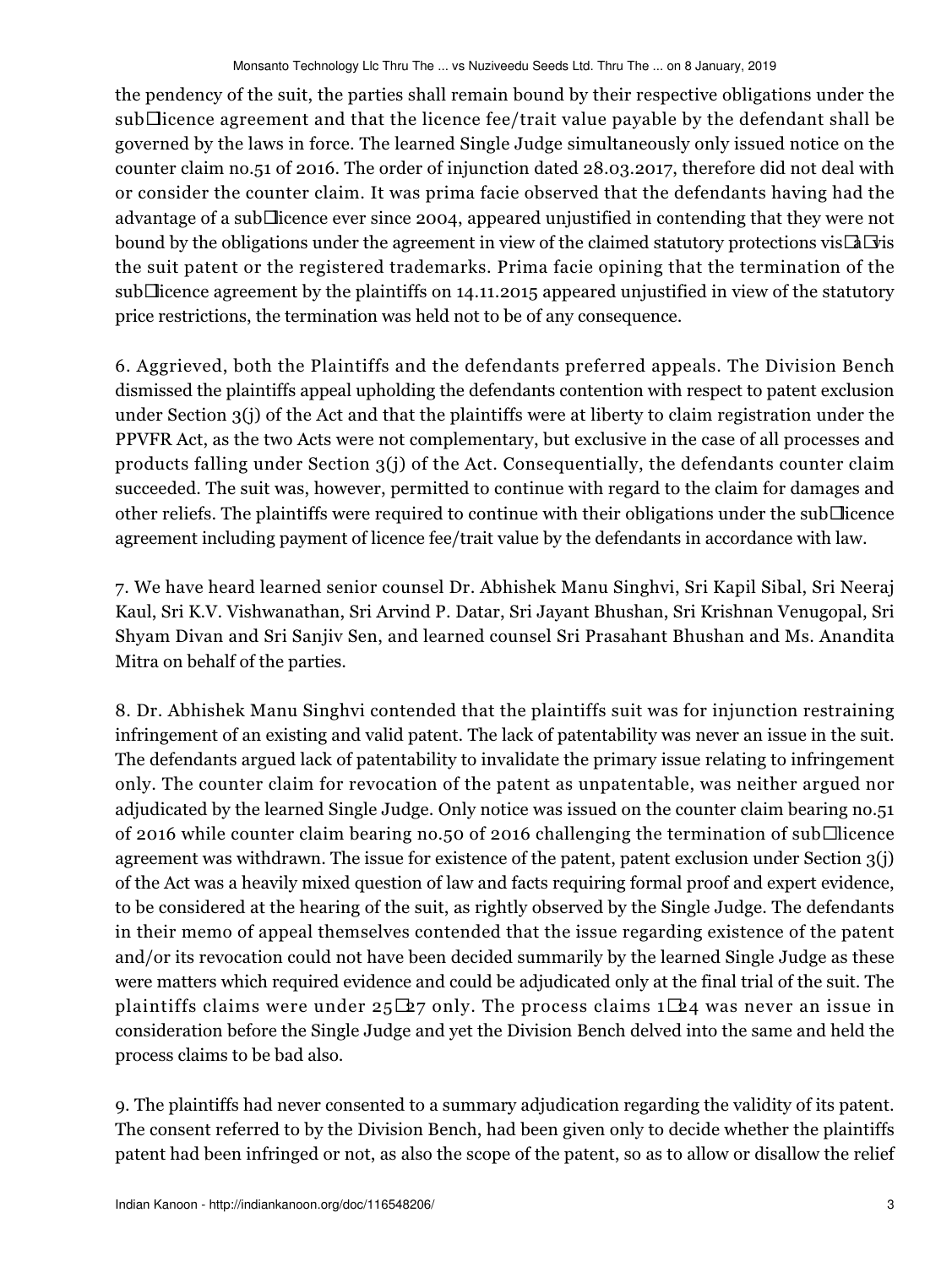the pendency of the suit, the parties shall remain bound by their respective obligations under the sub‐licence agreement and that the licence fee/trait value payable by the defendant shall be governed by the laws in force. The learned Single Judge simultaneously only issued notice on the counter claim no.51 of 2016. The order of injunction dated 28.03.2017, therefore did not deal with or consider the counter claim. It was prima facie observed that the defendants having had the advantage of a sub‐licence ever since 2004, appeared unjustified in contending that they were not bound by the obligations under the agreement in view of the claimed statutory protections vis‐à‐vis the suit patent or the registered trademarks. Prima facie opining that the termination of the sub‐licence agreement by the plaintiffs on 14.11.2015 appeared unjustified in view of the statutory price restrictions, the termination was held not to be of any consequence.

6. Aggrieved, both the Plaintiffs and the defendants preferred appeals. The Division Bench dismissed the plaintiffs appeal upholding the defendants contention with respect to patent exclusion under Section 3(j) of the Act and that the plaintiffs were at liberty to claim registration under the PPVFR Act, as the two Acts were not complementary, but exclusive in the case of all processes and products falling under Section 3(j) of the Act. Consequentially, the defendants counter claim succeeded. The suit was, however, permitted to continue with regard to the claim for damages and other reliefs. The plaintiffs were required to continue with their obligations under the sub‐licence agreement including payment of licence fee/trait value by the defendants in accordance with law.

7. We have heard learned senior counsel Dr. Abhishek Manu Singhvi, Sri Kapil Sibal, Sri Neeraj Kaul, Sri K.V. Vishwanathan, Sri Arvind P. Datar, Sri Jayant Bhushan, Sri Krishnan Venugopal, Sri Shyam Divan and Sri Sanjiv Sen, and learned counsel Sri Prasahant Bhushan and Ms. Anandita Mitra on behalf of the parties.

8. Dr. Abhishek Manu Singhvi contended that the plaintiffs suit was for injunction restraining infringement of an existing and valid patent. The lack of patentability was never an issue in the suit. The defendants argued lack of patentability to invalidate the primary issue relating to infringement only. The counter claim for revocation of the patent as unpatentable, was neither argued nor adjudicated by the learned Single Judge. Only notice was issued on the counter claim bearing no.51 of 2016 while counter claim bearing no.50 of 2016 challenging the termination of sub‐licence agreement was withdrawn. The issue for existence of the patent, patent exclusion under Section 3(j) of the Act was a heavily mixed question of law and facts requiring formal proof and expert evidence, to be considered at the hearing of the suit, as rightly observed by the Single Judge. The defendants in their memo of appeal themselves contended that the issue regarding existence of the patent and/or its revocation could not have been decided summarily by the learned Single Judge as these were matters which required evidence and could be adjudicated only at the final trial of the suit. The plaintiffs claims were under 25‐27 only. The process claims 1‐24 was never an issue in consideration before the Single Judge and yet the Division Bench delved into the same and held the process claims to be bad also.

9. The plaintiffs had never consented to a summary adjudication regarding the validity of its patent. The consent referred to by the Division Bench, had been given only to decide whether the plaintiffs patent had been infringed or not, as also the scope of the patent, so as to allow or disallow the relief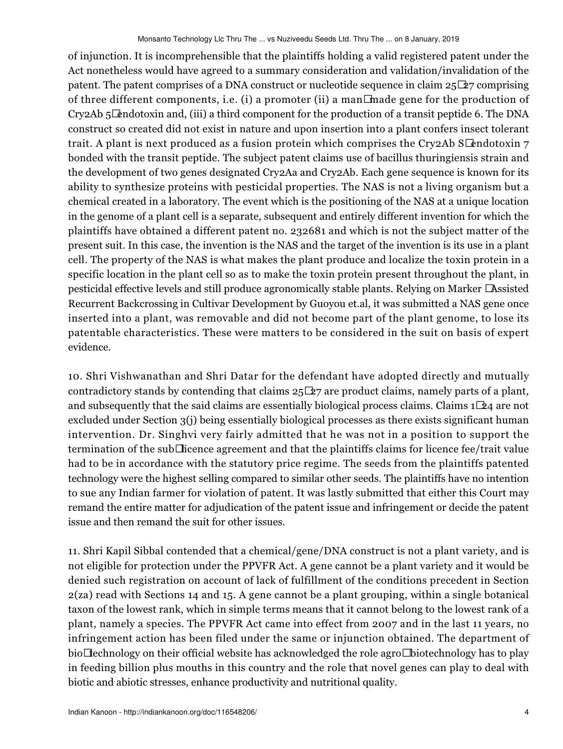of injunction. It is incomprehensible that the plaintiffs holding a valid registered patent under the Act nonetheless would have agreed to a summary consideration and validation/invalidation of the patent. The patent comprises of a DNA construct or nucleotide sequence in claim 25‐27 comprising of three different components, i.e. (i) a promoter (ii) a man‐made gene for the production of Cry2Ab 5‐endotoxin and, (iii) a third component for the production of a transit peptide 6. The DNA construct so created did not exist in nature and upon insertion into a plant confers insect tolerant trait. A plant is next produced as a fusion protein which comprises the Cry2Ab S‐endotoxin 7 bonded with the transit peptide. The subject patent claims use of bacillus thuringiensis strain and the development of two genes designated Cry2Aa and Cry2Ab. Each gene sequence is known for its ability to synthesize proteins with pesticidal properties. The NAS is not a living organism but a chemical created in a laboratory. The event which is the positioning of the NAS at a unique location in the genome of a plant cell is a separate, subsequent and entirely different invention for which the plaintiffs have obtained a different patent no. 232681 and which is not the subject matter of the present suit. In this case, the invention is the NAS and the target of the invention is its use in a plant cell. The property of the NAS is what makes the plant produce and localize the toxin protein in a specific location in the plant cell so as to make the toxin protein present throughout the plant, in pesticidal effective levels and still produce agronomically stable plants. Relying on Marker ‐Assisted Recurrent Backcrossing in Cultivar Development by Guoyou et.al, it was submitted a NAS gene once inserted into a plant, was removable and did not become part of the plant genome, to lose its patentable characteristics. These were matters to be considered in the suit on basis of expert evidence.

10. Shri Vishwanathan and Shri Datar for the defendant have adopted directly and mutually contradictory stands by contending that claims 25‐27 are product claims, namely parts of a plant, and subsequently that the said claims are essentially biological process claims. Claims 1‐24 are not excluded under Section 3(j) being essentially biological processes as there exists significant human intervention. Dr. Singhvi very fairly admitted that he was not in a position to support the termination of the sub‐licence agreement and that the plaintiffs claims for licence fee/trait value had to be in accordance with the statutory price regime. The seeds from the plaintiffs patented technology were the highest selling compared to similar other seeds. The plaintiffs have no intention to sue any Indian farmer for violation of patent. It was lastly submitted that either this Court may remand the entire matter for adjudication of the patent issue and infringement or decide the patent issue and then remand the suit for other issues.

11. Shri Kapil Sibbal contended that a chemical/gene/DNA construct is not a plant variety, and is not eligible for protection under the PPVFR Act. A gene cannot be a plant variety and it would be denied such registration on account of lack of fulfillment of the conditions precedent in Section 2(za) read with Sections 14 and 15. A gene cannot be a plant grouping, within a single botanical taxon of the lowest rank, which in simple terms means that it cannot belong to the lowest rank of a plant, namely a species. The PPVFR Act came into effect from 2007 and in the last 11 years, no infringement action has been filed under the same or injunction obtained. The department of bio‐technology on their official website has acknowledged the role agro‐biotechnology has to play in feeding billion plus mouths in this country and the role that novel genes can play to deal with biotic and abiotic stresses, enhance productivity and nutritional quality.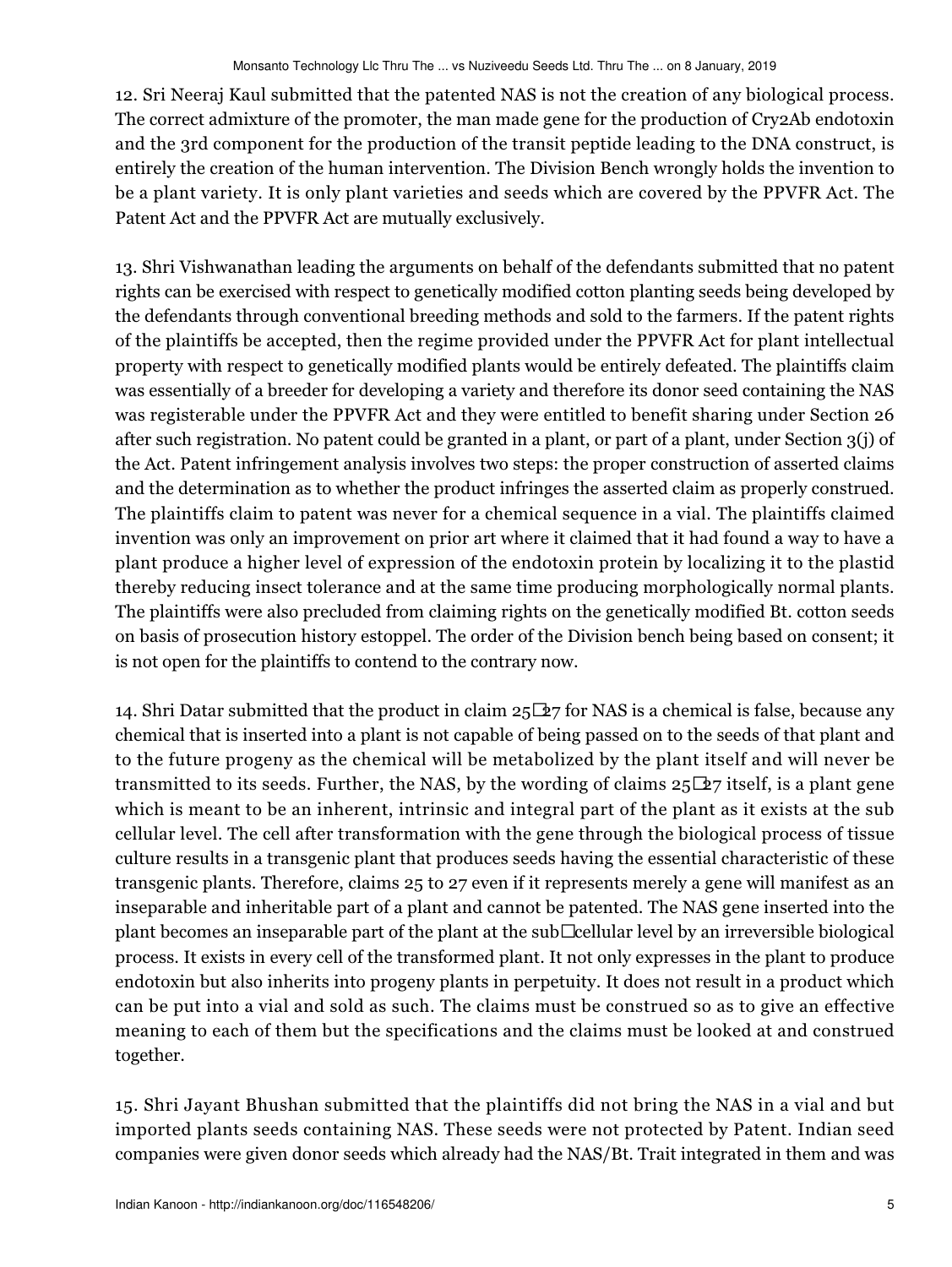12. Sri Neeraj Kaul submitted that the patented NAS is not the creation of any biological process. The correct admixture of the promoter, the man made gene for the production of Cry2Ab endotoxin and the 3rd component for the production of the transit peptide leading to the DNA construct, is entirely the creation of the human intervention. The Division Bench wrongly holds the invention to be a plant variety. It is only plant varieties and seeds which are covered by the PPVFR Act. The Patent Act and the PPVFR Act are mutually exclusively.

13. Shri Vishwanathan leading the arguments on behalf of the defendants submitted that no patent rights can be exercised with respect to genetically modified cotton planting seeds being developed by the defendants through conventional breeding methods and sold to the farmers. If the patent rights of the plaintiffs be accepted, then the regime provided under the PPVFR Act for plant intellectual property with respect to genetically modified plants would be entirely defeated. The plaintiffs claim was essentially of a breeder for developing a variety and therefore its donor seed containing the NAS was registerable under the PPVFR Act and they were entitled to benefit sharing under Section 26 after such registration. No patent could be granted in a plant, or part of a plant, under Section 3(j) of the Act. Patent infringement analysis involves two steps: the proper construction of asserted claims and the determination as to whether the product infringes the asserted claim as properly construed. The plaintiffs claim to patent was never for a chemical sequence in a vial. The plaintiffs claimed invention was only an improvement on prior art where it claimed that it had found a way to have a plant produce a higher level of expression of the endotoxin protein by localizing it to the plastid thereby reducing insect tolerance and at the same time producing morphologically normal plants. The plaintiffs were also precluded from claiming rights on the genetically modified Bt. cotton seeds on basis of prosecution history estoppel. The order of the Division bench being based on consent; it is not open for the plaintiffs to contend to the contrary now.

14. Shri Datar submitted that the product in claim 25‐27 for NAS is a chemical is false, because any chemical that is inserted into a plant is not capable of being passed on to the seeds of that plant and to the future progeny as the chemical will be metabolized by the plant itself and will never be transmitted to its seeds. Further, the NAS, by the wording of claims 25‐27 itself, is a plant gene which is meant to be an inherent, intrinsic and integral part of the plant as it exists at the sub cellular level. The cell after transformation with the gene through the biological process of tissue culture results in a transgenic plant that produces seeds having the essential characteristic of these transgenic plants. Therefore, claims 25 to 27 even if it represents merely a gene will manifest as an inseparable and inheritable part of a plant and cannot be patented. The NAS gene inserted into the plant becomes an inseparable part of the plant at the sub‐cellular level by an irreversible biological process. It exists in every cell of the transformed plant. It not only expresses in the plant to produce endotoxin but also inherits into progeny plants in perpetuity. It does not result in a product which can be put into a vial and sold as such. The claims must be construed so as to give an effective meaning to each of them but the specifications and the claims must be looked at and construed together.

15. Shri Jayant Bhushan submitted that the plaintiffs did not bring the NAS in a vial and but imported plants seeds containing NAS. These seeds were not protected by Patent. Indian seed companies were given donor seeds which already had the NAS/Bt. Trait integrated in them and was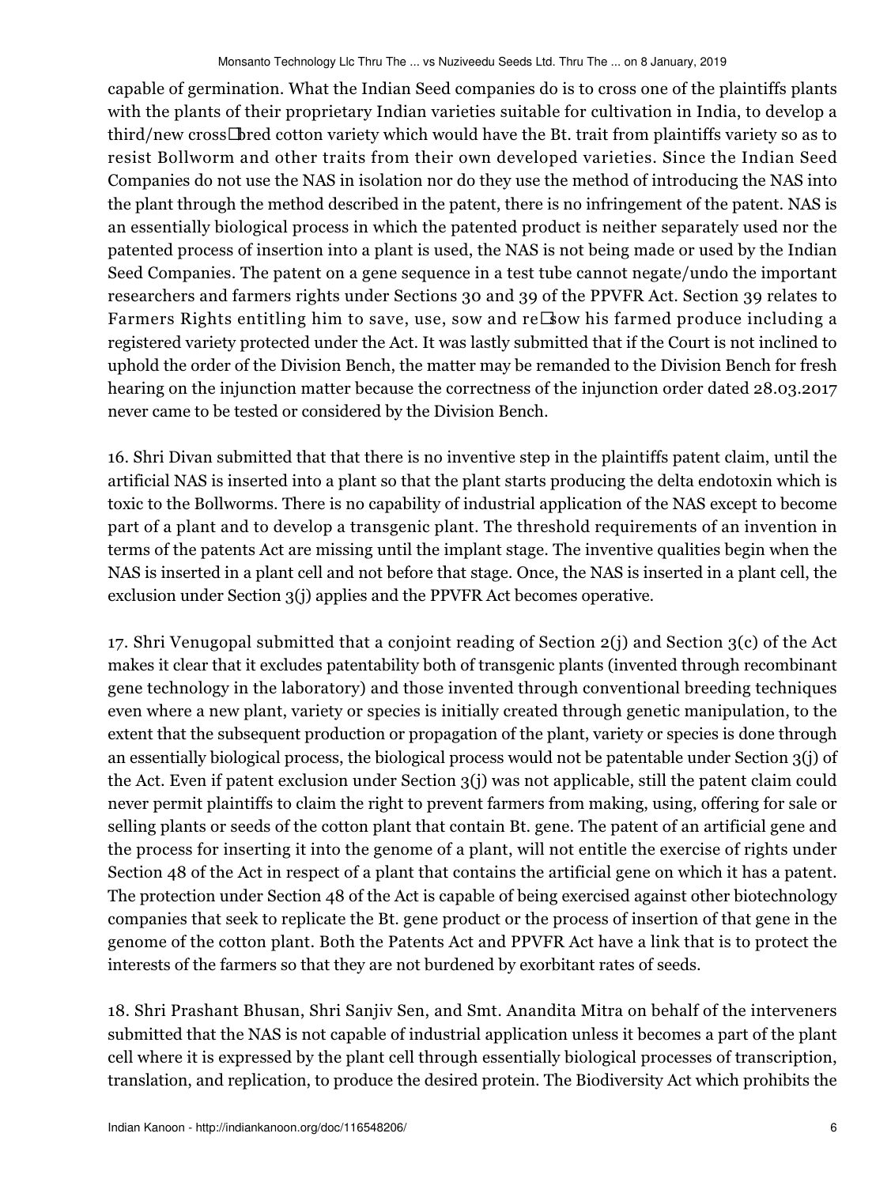capable of germination. What the Indian Seed companies do is to cross one of the plaintiffs plants with the plants of their proprietary Indian varieties suitable for cultivation in India, to develop a third/new cross-bred cotton variety which would have the Bt. trait from plaintiffs variety so as to resist Bollworm and other traits from their own developed varieties. Since the Indian Seed Companies do not use the NAS in isolation nor do they use the method of introducing the NAS into the plant through the method described in the patent, there is no infringement of the patent. NAS is an essentially biological process in which the patented product is neither separately used nor the patented process of insertion into a plant is used, the NAS is not being made or used by the Indian Seed Companies. The patent on a gene sequence in a test tube cannot negate/undo the important researchers and farmers rights under Sections 30 and 39 of the PPVFR Act. Section 39 relates to Farmers Rights entitling him to save, use, sow and re-sow his farmed produce including a registered variety protected under the Act. It was lastly submitted that if the Court is not inclined to uphold the order of the Division Bench, the matter may be remanded to the Division Bench for fresh hearing on the injunction matter because the correctness of the injunction order dated 28.03.2017 never came to be tested or considered by the Division Bench.

16. Shri Divan submitted that that there is no inventive step in the plaintiffs patent claim, until the artificial NAS is inserted into a plant so that the plant starts producing the delta endotoxin which is toxic to the Bollworms. There is no capability of industrial application of the NAS except to become part of a plant and to develop a transgenic plant. The threshold requirements of an invention in terms of the patents Act are missing until the implant stage. The inventive qualities begin when the NAS is inserted in a plant cell and not before that stage. Once, the NAS is inserted in a plant cell, the exclusion under Section 3(j) applies and the PPVFR Act becomes operative.

17. Shri Venugopal submitted that a conjoint reading of Section 2(j) and Section 3(c) of the Act makes it clear that it excludes patentability both of transgenic plants (invented through recombinant gene technology in the laboratory) and those invented through conventional breeding techniques even where a new plant, variety or species is initially created through genetic manipulation, to the extent that the subsequent production or propagation of the plant, variety or species is done through an essentially biological process, the biological process would not be patentable under Section 3(j) of the Act. Even if patent exclusion under Section 3(j) was not applicable, still the patent claim could never permit plaintiffs to claim the right to prevent farmers from making, using, offering for sale or selling plants or seeds of the cotton plant that contain Bt. gene. The patent of an artificial gene and the process for inserting it into the genome of a plant, will not entitle the exercise of rights under Section 48 of the Act in respect of a plant that contains the artificial gene on which it has a patent. The protection under Section 48 of the Act is capable of being exercised against other biotechnology companies that seek to replicate the Bt. gene product or the process of insertion of that gene in the genome of the cotton plant. Both the Patents Act and PPVFR Act have a link that is to protect the interests of the farmers so that they are not burdened by exorbitant rates of seeds.

18. Shri Prashant Bhusan, Shri Sanjiv Sen, and Smt. Anandita Mitra on behalf of the interveners submitted that the NAS is not capable of industrial application unless it becomes a part of the plant cell where it is expressed by the plant cell through essentially biological processes of transcription, translation, and replication, to produce the desired protein. The Biodiversity Act which prohibits the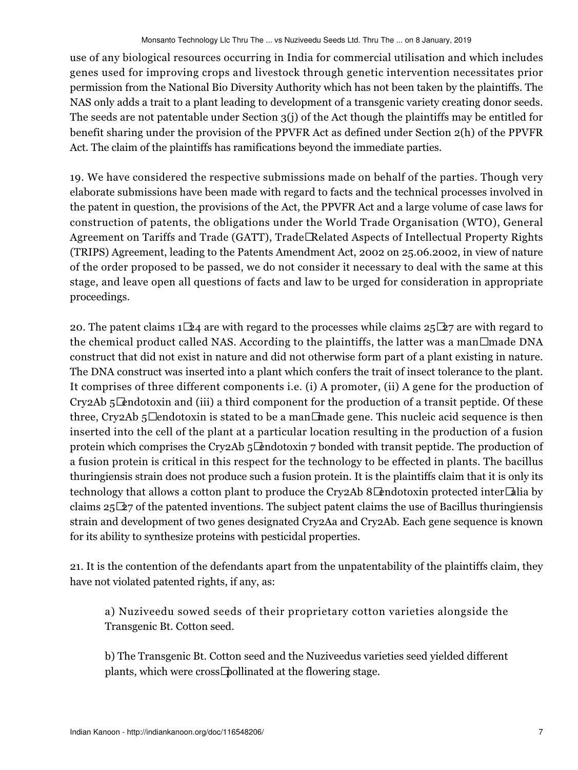use of any biological resources occurring in India for commercial utilisation and which includes genes used for improving crops and livestock through genetic intervention necessitates prior permission from the National Bio Diversity Authority which has not been taken by the plaintiffs. The NAS only adds a trait to a plant leading to development of a transgenic variety creating donor seeds. The seeds are not patentable under Section 3(j) of the Act though the plaintiffs may be entitled for benefit sharing under the provision of the PPVFR Act as defined under Section 2(h) of the PPVFR Act. The claim of the plaintiffs has ramifications beyond the immediate parties.

19. We have considered the respective submissions made on behalf of the parties. Though very elaborate submissions have been made with regard to facts and the technical processes involved in the patent in question, the provisions of the Act, the PPVFR Act and a large volume of case laws for construction of patents, the obligations under the World Trade Organisation (WTO), General Agreement on Tariffs and Trade (GATT), Trade‐Related Aspects of Intellectual Property Rights (TRIPS) Agreement, leading to the Patents Amendment Act, 2002 on 25.06.2002, in view of nature of the order proposed to be passed, we do not consider it necessary to deal with the same at this stage, and leave open all questions of facts and law to be urged for consideration in appropriate proceedings.

20. The patent claims 1‐24 are with regard to the processes while claims 25‐27 are with regard to the chemical product called NAS. According to the plaintiffs, the latter was a man‐made DNA construct that did not exist in nature and did not otherwise form part of a plant existing in nature. The DNA construct was inserted into a plant which confers the trait of insect tolerance to the plant. It comprises of three different components i.e. (i) A promoter, (ii) A gene for the production of Cry2Ab 5‐endotoxin and (iii) a third component for the production of a transit peptide. Of these three, Cry2Ab 5‐endotoxin is stated to be a man‐made gene. This nucleic acid sequence is then inserted into the cell of the plant at a particular location resulting in the production of a fusion protein which comprises the Cry2Ab 5‐endotoxin 7 bonded with transit peptide. The production of a fusion protein is critical in this respect for the technology to be effected in plants. The bacillus thuringiensis strain does not produce such a fusion protein. It is the plaintiffs claim that it is only its technology that allows a cotton plant to produce the Cry2Ab 8‐endotoxin protected inter‐alia by claims 25‐27 of the patented inventions. The subject patent claims the use of Bacillus thuringiensis strain and development of two genes designated Cry2Aa and Cry2Ab. Each gene sequence is known for its ability to synthesize proteins with pesticidal properties.

21. It is the contention of the defendants apart from the unpatentability of the plaintiffs claim, they have not violated patented rights, if any, as:

> a) Nuziveedu sowed seeds of their proprietary cotton varieties alongside the Transgenic Bt. Cotton seed.
>
> b) The Transgenic Bt. Cotton seed and the Nuziveedus varieties seed yielded different plants, which were cross‐pollinated at the flowering stage.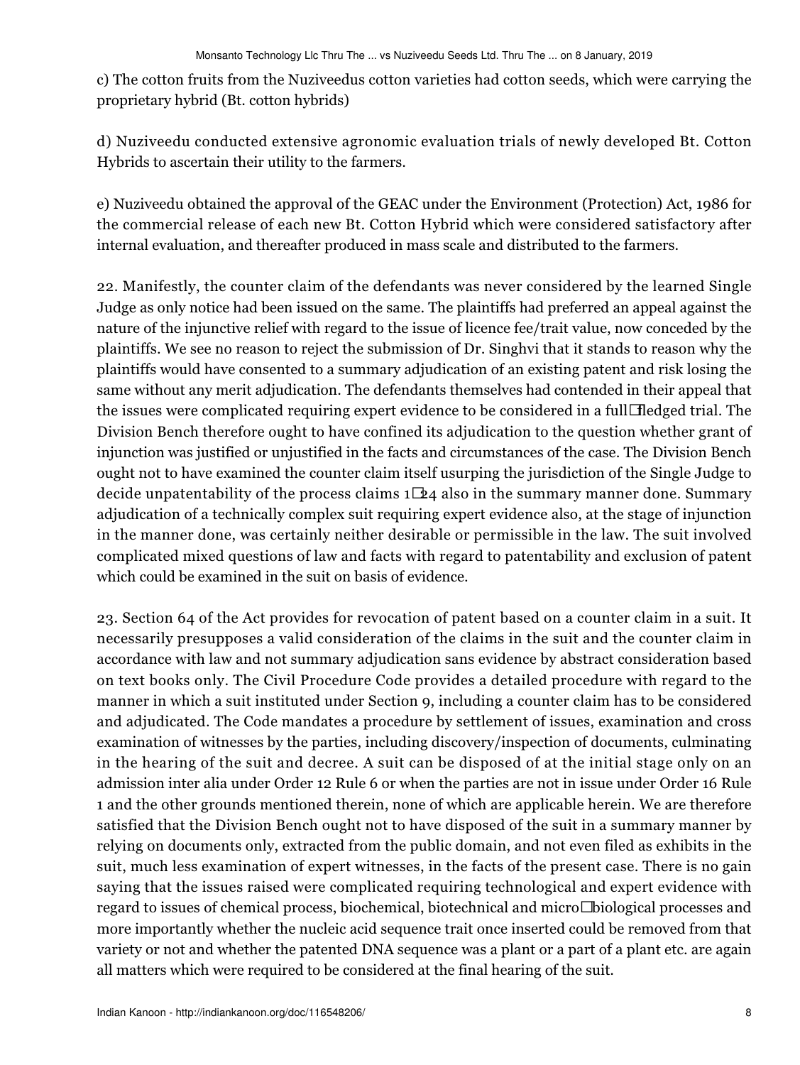c) The cotton fruits from the Nuziveedus cotton varieties had cotton seeds, which were carrying the proprietary hybrid (Bt. cotton hybrids)

d) Nuziveedu conducted extensive agronomic evaluation trials of newly developed Bt. Cotton Hybrids to ascertain their utility to the farmers.

e) Nuziveedu obtained the approval of the GEAC under the Environment (Protection) Act, 1986 for the commercial release of each new Bt. Cotton Hybrid which were considered satisfactory after internal evaluation, and thereafter produced in mass scale and distributed to the farmers.

22. Manifestly, the counter claim of the defendants was never considered by the learned Single Judge as only notice had been issued on the same. The plaintiffs had preferred an appeal against the nature of the injunctive relief with regard to the issue of licence fee/trait value, now conceded by the plaintiffs. We see no reason to reject the submission of Dr. Singhvi that it stands to reason why the plaintiffs would have consented to a summary adjudication of an existing patent and risk losing the same without any merit adjudication. The defendants themselves had contended in their appeal that the issues were complicated requiring expert evidence to be considered in a full‑fledged trial. The Division Bench therefore ought to have confined its adjudication to the question whether grant of injunction was justified or unjustified in the facts and circumstances of the case. The Division Bench ought not to have examined the counter claim itself usurping the jurisdiction of the Single Judge to decide unpatentability of the process claims 1‑24 also in the summary manner done. Summary adjudication of a technically complex suit requiring expert evidence also, at the stage of injunction in the manner done, was certainly neither desirable or permissible in the law. The suit involved complicated mixed questions of law and facts with regard to patentability and exclusion of patent which could be examined in the suit on basis of evidence.

23. Section 64 of the Act provides for revocation of patent based on a counter claim in a suit. It necessarily presupposes a valid consideration of the claims in the suit and the counter claim in accordance with law and not summary adjudication sans evidence by abstract consideration based on text books only. The Civil Procedure Code provides a detailed procedure with regard to the manner in which a suit instituted under Section 9, including a counter claim has to be considered and adjudicated. The Code mandates a procedure by settlement of issues, examination and cross examination of witnesses by the parties, including discovery/inspection of documents, culminating in the hearing of the suit and decree. A suit can be disposed of at the initial stage only on an admission inter alia under Order 12 Rule 6 or when the parties are not in issue under Order 16 Rule 1 and the other grounds mentioned therein, none of which are applicable herein. We are therefore satisfied that the Division Bench ought not to have disposed of the suit in a summary manner by relying on documents only, extracted from the public domain, and not even filed as exhibits in the suit, much less examination of expert witnesses, in the facts of the present case. There is no gain saying that the issues raised were complicated requiring technological and expert evidence with regard to issues of chemical process, biochemical, biotechnical and micro‑biological processes and more importantly whether the nucleic acid sequence trait once inserted could be removed from that variety or not and whether the patented DNA sequence was a plant or a part of a plant etc. are again all matters which were required to be considered at the final hearing of the suit.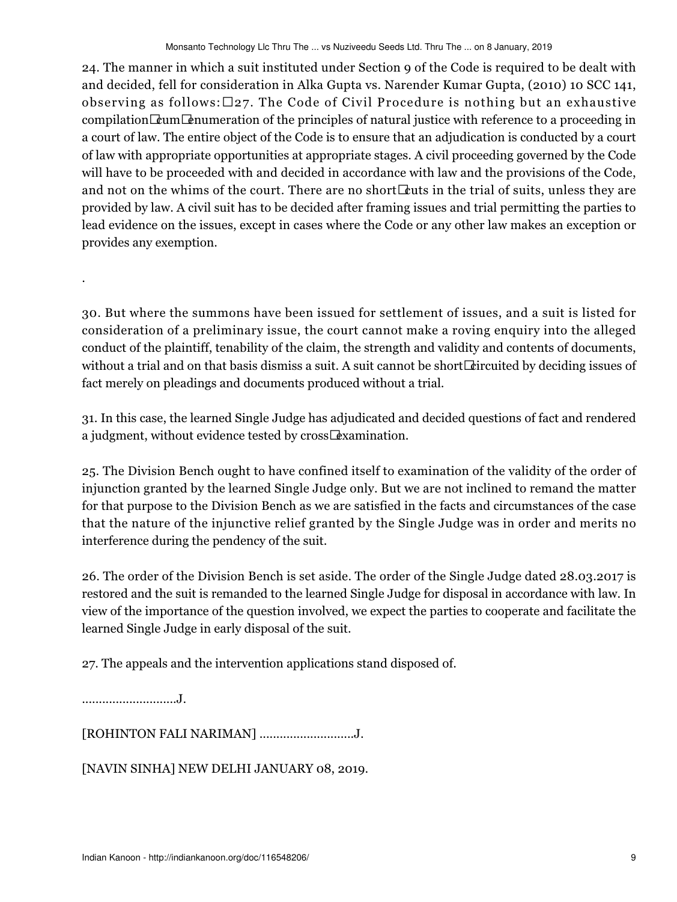24. The manner in which a suit instituted under Section 9 of the Code is required to be dealt with and decided, fell for consideration in Alka Gupta vs. Narender Kumar Gupta, (2010) 10 SCC 141, observing as follows:□27. The Code of Civil Procedure is nothing but an exhaustive compilation□cum□enumeration of the principles of natural justice with reference to a proceeding in a court of law. The entire object of the Code is to ensure that an adjudication is conducted by a court of law with appropriate opportunities at appropriate stages. A civil proceeding governed by the Code will have to be proceeded with and decided in accordance with law and the provisions of the Code, and not on the whims of the court. There are no short□cuts in the trial of suits, unless they are provided by law. A civil suit has to be decided after framing issues and trial permitting the parties to lead evidence on the issues, except in cases where the Code or any other law makes an exception or provides any exemption.

.

30. But where the summons have been issued for settlement of issues, and a suit is listed for consideration of a preliminary issue, the court cannot make a roving enquiry into the alleged conduct of the plaintiff, tenability of the claim, the strength and validity and contents of documents, without a trial and on that basis dismiss a suit. A suit cannot be short□circuited by deciding issues of fact merely on pleadings and documents produced without a trial.

31. In this case, the learned Single Judge has adjudicated and decided questions of fact and rendered a judgment, without evidence tested by cross□examination.

25. The Division Bench ought to have confined itself to examination of the validity of the order of injunction granted by the learned Single Judge only. But we are not inclined to remand the matter for that purpose to the Division Bench as we are satisfied in the facts and circumstances of the case that the nature of the injunctive relief granted by the Single Judge was in order and merits no interference during the pendency of the suit.

26. The order of the Division Bench is set aside. The order of the Single Judge dated 28.03.2017 is restored and the suit is remanded to the learned Single Judge for disposal in accordance with law. In view of the importance of the question involved, we expect the parties to cooperate and facilitate the learned Single Judge in early disposal of the suit.

27. The appeals and the intervention applications stand disposed of.

..........................J.

[ROHINTON FALI NARIMAN] ..........................J.

[NAVIN SINHA] NEW DELHI JANUARY 08, 2019.